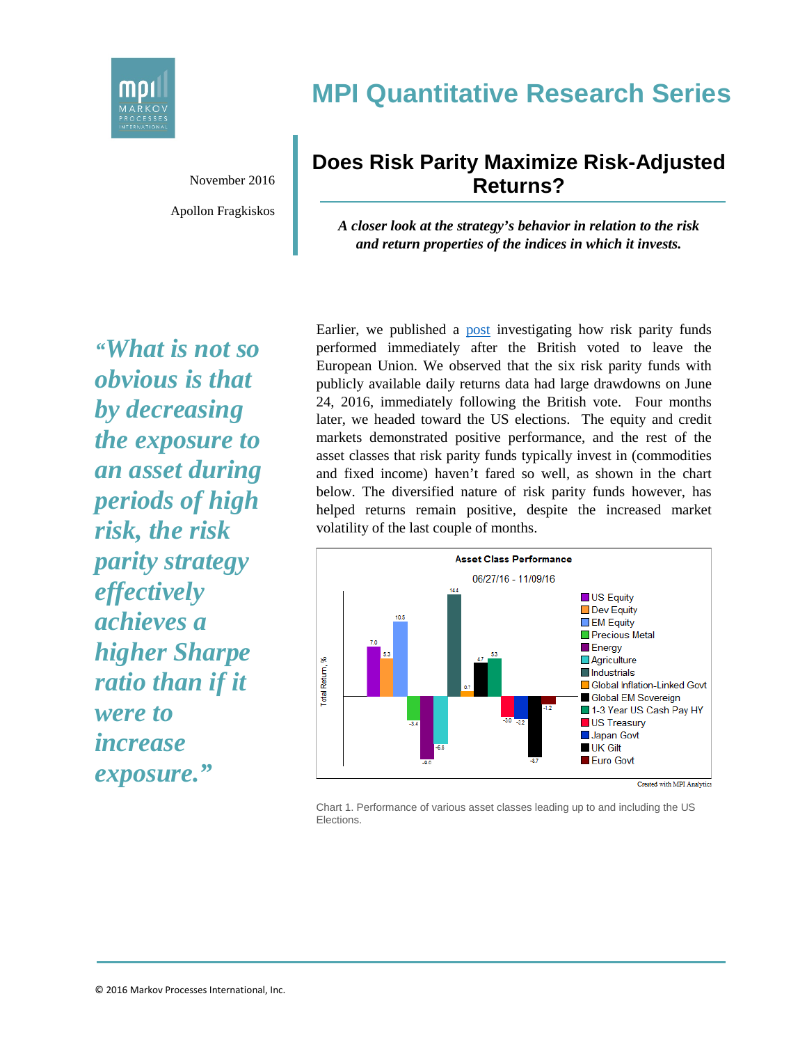# MPI Quantitative Research Series

November 2016

Apollon Fragkiskos

## Does Risk Parity Maximize Risk-Adjusted Returns?

***A closer look at the strategy's behavior in relation to the risk and return properties of the indices in which it invests.***

*"What is not so obvious is that by decreasing the exposure to an asset during periods of high risk, the risk parity strategy effectively achieves a higher Sharpe ratio than if it were to increase exposure."*

Earlier, we published a post investigating how risk parity funds performed immediately after the British voted to leave the European Union. We observed that the six risk parity funds with publicly available daily returns data had large drawdowns on June 24, 2016, immediately following the British vote. Four months later, we headed toward the US elections. The equity and credit markets demonstrated positive performance, and the rest of the asset classes that risk parity funds typically invest in (commodities and fixed income) haven't fared so well, as shown in the chart below. The diversified nature of risk parity funds however, has helped returns remain positive, despite the increased market volatility of the last couple of months.

**Asset Class Performance**

06/27/16 - 11/09/16

| Asset Class | Total Return, % |
|---|---|
| US Equity | 7.0 |
| Dev Equity | 5.3 |
| EM Equity | 10.5 |
| Precious Metal | -3.4 |
| Energy | -9.0 |
| Agriculture | -6.8 |
| Industrials | 14.4 |
| Global Inflation-Linked Govt | 0.7 |
| Global EM Sovereign | 4.7 |
| 1-3 Year US Cash Pay HY | 5.3 |
| US Treasury | -3.0 |
| Japan Govt | -3.2 |
| UK Gilt | -8.7 |
| Euro Govt | -1.2 |

Created with MPI Analytics

Chart 1. Performance of various asset classes leading up to and including the US Elections.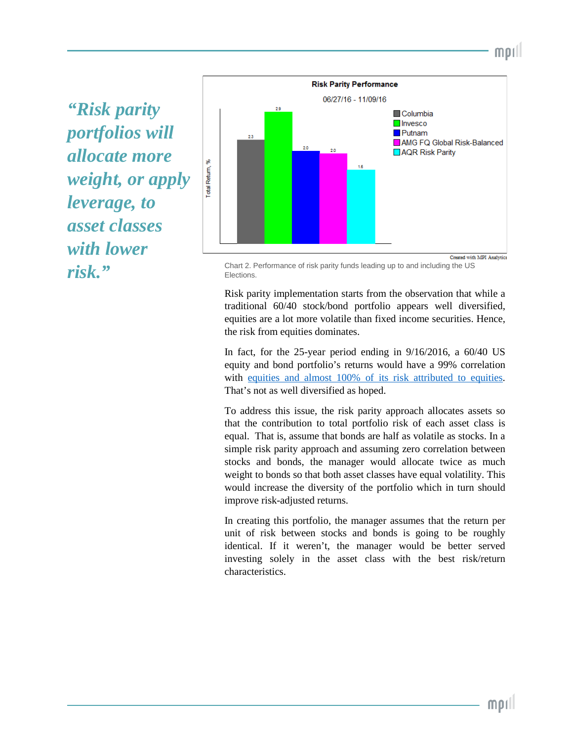> *"Risk parity portfolios will allocate more weight, or apply leverage, to asset classes with lower risk."*

**Risk Parity Performance**

06/27/16 - 11/09/16

| Fund | Total Return, % |
|---|---|
| Columbia | 2.3 |
| Invesco | 2.9 |
| Putnam | 2.0 |
| AMG FQ Global Risk-Balanced | 2.0 |
| AQR Risk Parity | 1.6 |

Created with MPI Analytics

Chart 2. Performance of risk parity funds leading up to and including the US Elections.

Risk parity implementation starts from the observation that while a traditional 60/40 stock/bond portfolio appears well diversified, equities are a lot more volatile than fixed income securities. Hence, the risk from equities dominates.

In fact, for the 25-year period ending in 9/16/2016, a 60/40 US equity and bond portfolio's returns would have a 99% correlation with equities and almost 100% of its risk attributed to equities. That's not as well diversified as hoped.

To address this issue, the risk parity approach allocates assets so that the contribution to total portfolio risk of each asset class is equal. That is, assume that bonds are half as volatile as stocks. In a simple risk parity approach and assuming zero correlation between stocks and bonds, the manager would allocate twice as much weight to bonds so that both asset classes have equal volatility. This would increase the diversity of the portfolio which in turn should improve risk-adjusted returns.

In creating this portfolio, the manager assumes that the return per unit of risk between stocks and bonds is going to be roughly identical. If it weren't, the manager would be better served investing solely in the asset class with the best risk/return characteristics.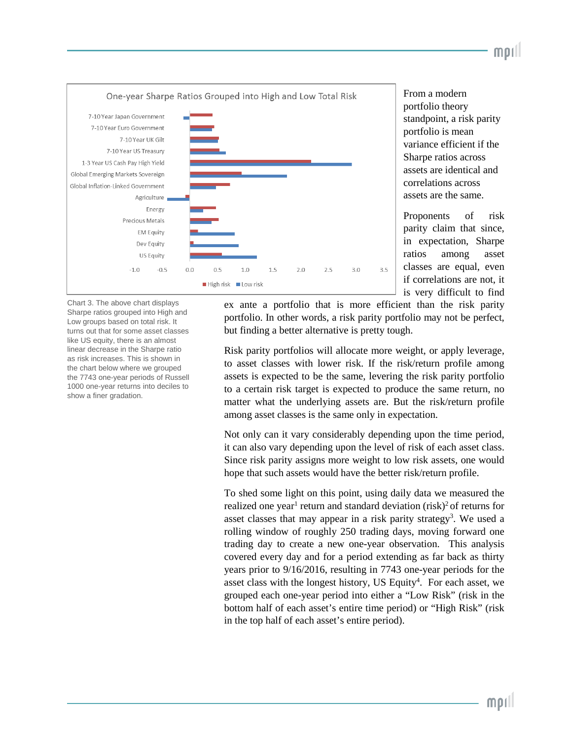From a modern portfolio theory standpoint, a risk parity portfolio is mean variance efficient if the Sharpe ratios across assets are identical and correlations across assets are the same.

Proponents of risk parity claim that since, in expectation, Sharpe ratios among asset classes are equal, even if correlations are not, it is very difficult to find ex ante a portfolio that is more efficient than the risk parity portfolio. In other words, a risk parity portfolio may not be perfect, but finding a better alternative is pretty tough.

Chart 3. The above chart displays Sharpe ratios grouped into High and Low groups based on total risk. It turns out that for some asset classes like US equity, there is an almost linear decrease in the Sharpe ratio as risk increases. This is shown in the chart below where we grouped the 7743 one-year periods of Russell 1000 one-year returns into deciles to show a finer gradation.

Risk parity portfolios will allocate more weight, or apply leverage, to asset classes with lower risk. If the risk/return profile among assets is expected to be the same, levering the risk parity portfolio to a certain risk target is expected to produce the same return, no matter what the underlying assets are. But the risk/return profile among asset classes is the same only in expectation.

Not only can it vary considerably depending upon the time period, it can also vary depending upon the level of risk of each asset class. Since risk parity assigns more weight to low risk assets, one would hope that such assets would have the better risk/return profile.

To shed some light on this point, using daily data we measured the realized one year[1] return and standard deviation (risk)[2] of returns for asset classes that may appear in a risk parity strategy[3]. We used a rolling window of roughly 250 trading days, moving forward one trading day to create a new one-year observation. This analysis covered every day and for a period extending as far back as thirty years prior to 9/16/2016, resulting in 7743 one-year periods for the asset class with the longest history, US Equity[4]. For each asset, we grouped each one-year period into either a “Low Risk” (risk in the bottom half of each asset’s entire time period) or “High Risk” (risk in the top half of each asset’s entire period).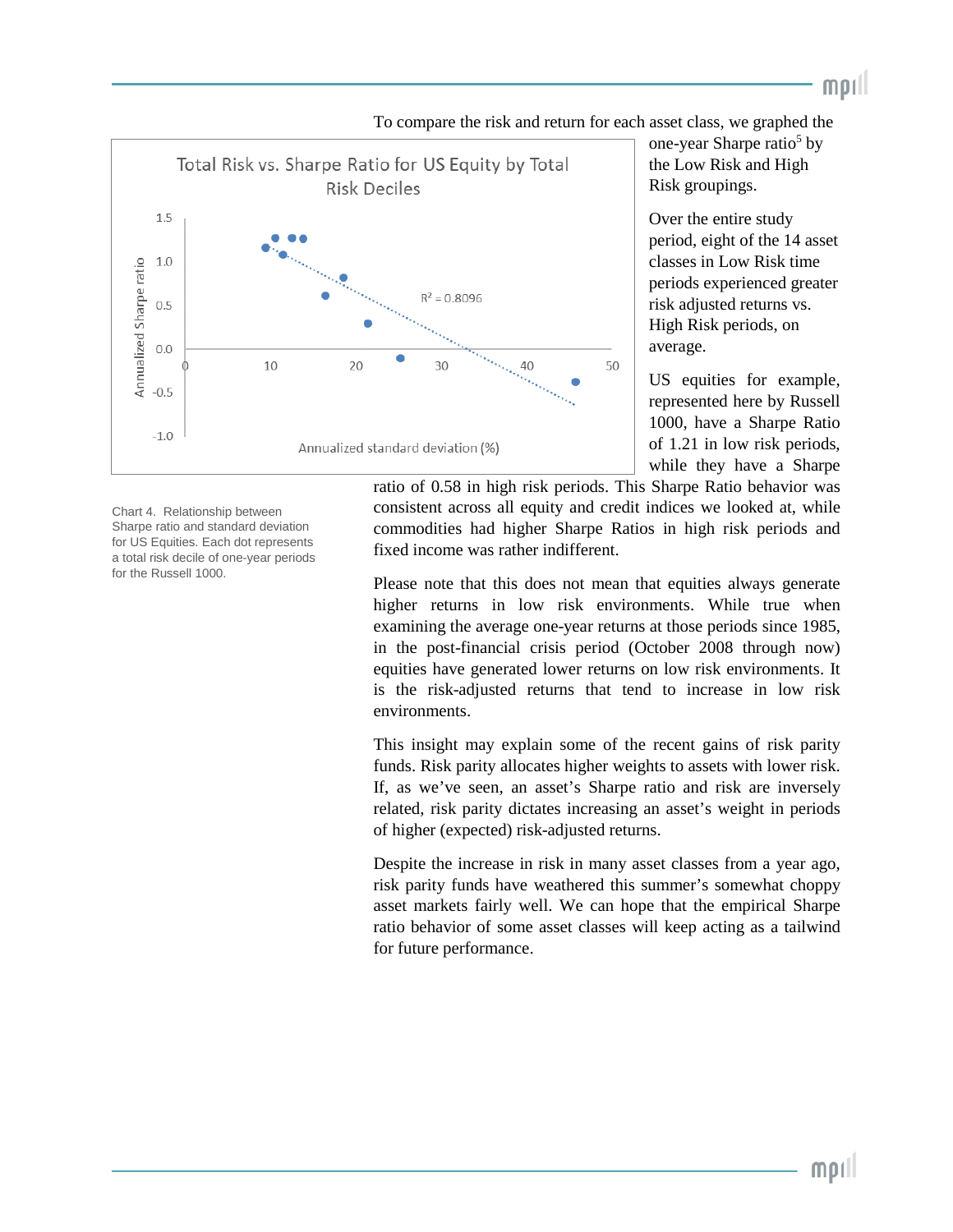To compare the risk and return for each asset class, we graphed the one-year Sharpe ratio[5] by the Low Risk and High Risk groupings.

Over the entire study period, eight of the 14 asset classes in Low Risk time periods experienced greater risk adjusted returns vs. High Risk periods, on average.

US equities for example, represented here by Russell 1000, have a Sharpe Ratio of 1.21 in low risk periods, while they have a Sharpe ratio of 0.58 in high risk periods. This Sharpe Ratio behavior was consistent across all equity and credit indices we looked at, while commodities had higher Sharpe Ratios in high risk periods and fixed income was rather indifferent.

Chart 4. Relationship between Sharpe ratio and standard deviation for US Equities. Each dot represents a total risk decile of one-year periods for the Russell 1000.

Please note that this does not mean that equities always generate higher returns in low risk environments. While true when examining the average one-year returns at those periods since 1985, in the post-financial crisis period (October 2008 through now) equities have generated lower returns on low risk environments. It is the risk-adjusted returns that tend to increase in low risk environments.

This insight may explain some of the recent gains of risk parity funds. Risk parity allocates higher weights to assets with lower risk. If, as we've seen, an asset's Sharpe ratio and risk are inversely related, risk parity dictates increasing an asset's weight in periods of higher (expected) risk-adjusted returns.

Despite the increase in risk in many asset classes from a year ago, risk parity funds have weathered this summer's somewhat choppy asset markets fairly well. We can hope that the empirical Sharpe ratio behavior of some asset classes will keep acting as a tailwind for future performance.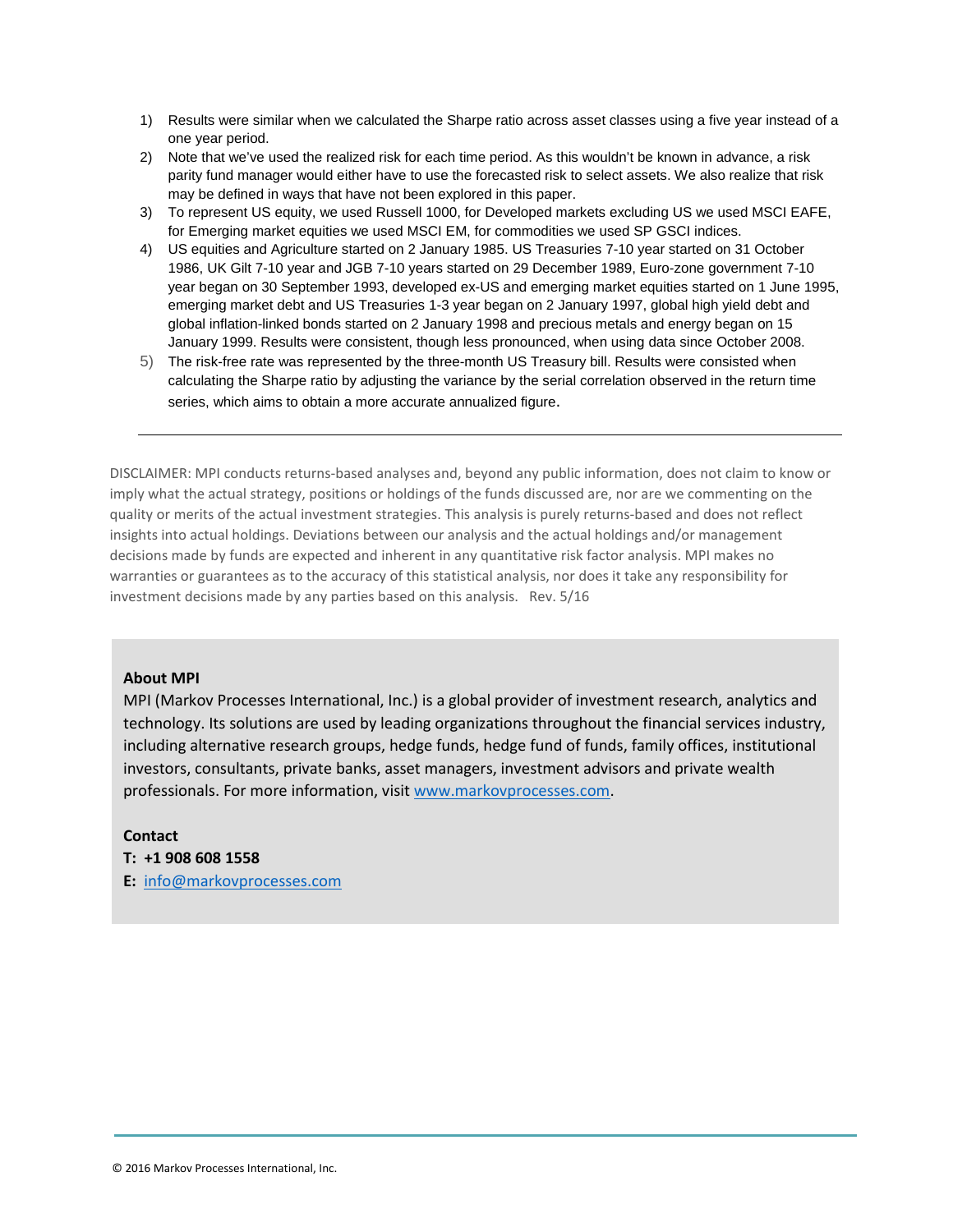1) Results were similar when we calculated the Sharpe ratio across asset classes using a five year instead of a one year period.
2) Note that we've used the realized risk for each time period. As this wouldn't be known in advance, a risk parity fund manager would either have to use the forecasted risk to select assets. We also realize that risk may be defined in ways that have not been explored in this paper.
3) To represent US equity, we used Russell 1000, for Developed markets excluding US we used MSCI EAFE, for Emerging market equities we used MSCI EM, for commodities we used SP GSCI indices.
4) US equities and Agriculture started on 2 January 1985. US Treasuries 7-10 year started on 31 October 1986, UK Gilt 7-10 year and JGB 7-10 years started on 29 December 1989, Euro-zone government 7-10 year began on 30 September 1993, developed ex-US and emerging market equities started on 1 June 1995, emerging market debt and US Treasuries 1-3 year began on 2 January 1997, global high yield debt and global inflation-linked bonds started on 2 January 1998 and precious metals and energy began on 15 January 1999. Results were consistent, though less pronounced, when using data since October 2008.
5) The risk-free rate was represented by the three-month US Treasury bill. Results were consisted when calculating the Sharpe ratio by adjusting the variance by the serial correlation observed in the return time series, which aims to obtain a more accurate annualized figure.

---

DISCLAIMER: MPI conducts returns-based analyses and, beyond any public information, does not claim to know or imply what the actual strategy, positions or holdings of the funds discussed are, nor are we commenting on the quality or merits of the actual investment strategies. This analysis is purely returns-based and does not reflect insights into actual holdings. Deviations between our analysis and the actual holdings and/or management decisions made by funds are expected and inherent in any quantitative risk factor analysis. MPI makes no warranties or guarantees as to the accuracy of this statistical analysis, nor does it take any responsibility for investment decisions made by any parties based on this analysis. Rev. 5/16

**About MPI**

MPI (Markov Processes International, Inc.) is a global provider of investment research, analytics and technology. Its solutions are used by leading organizations throughout the financial services industry, including alternative research groups, hedge funds, hedge fund of funds, family offices, institutional investors, consultants, private banks, asset managers, investment advisors and private wealth professionals. For more information, visit www.markovprocesses.com.

**Contact**

**T: +1 908 608 1558**

**E:** info@markovprocesses.com

© 2016 Markov Processes International, Inc.